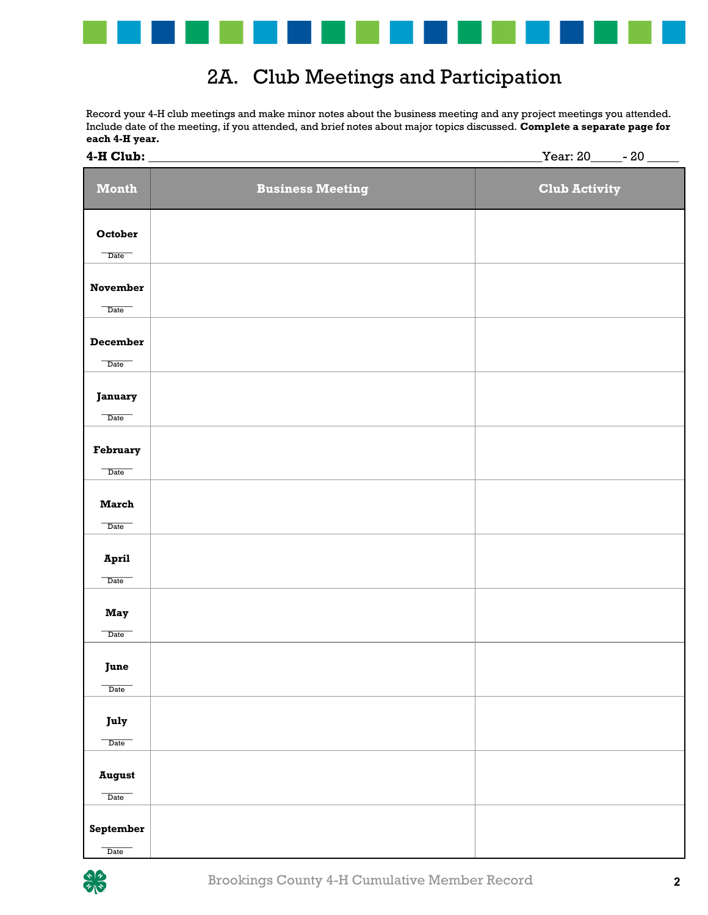# 2A. Club Meetings and Participation

Record your 4-H club meetings and make minor notes about the business meeting and any project meetings you attended. Include date of the meeting, if you attended, and brief notes about major topics discussed. **Complete a separate page for each 4-H year.**

**4-H Club:** ____________________________________________ Year: 20_____- 20 _____

| Month | Business Meeting | Club Activity |
|---|---|---|
| **October**<br>_____ Date | | |
| **November**<br>_____ Date | | |
| **December**<br>_____ Date | | |
| **January**<br>_____ Date | | |
| **February**<br>_____ Date | | |
| **March**<br>_____ Date | | |
| **April**<br>_____ Date | | |
| **May**<br>_____ Date | | |
| **June**<br>_____ Date | | |
| **July**<br>_____ Date | | |
| **August**<br>_____ Date | | |
| **September**<br>_____ Date | | |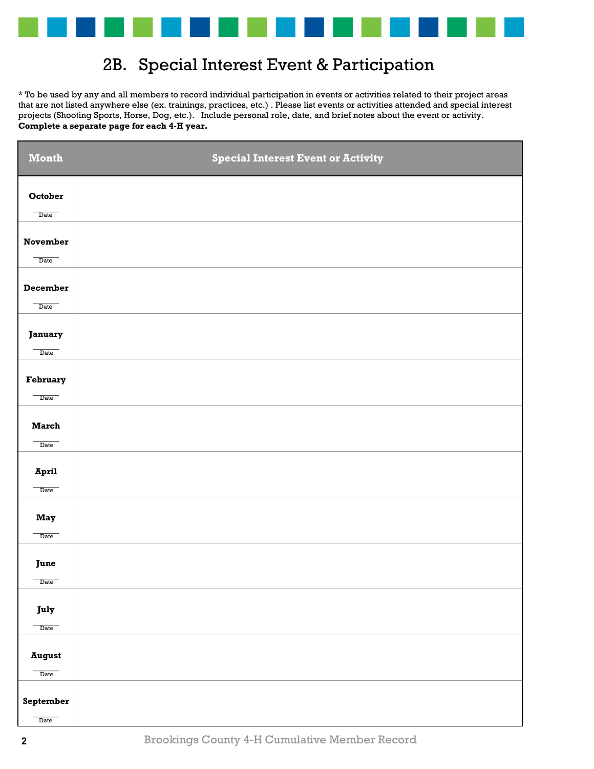# 2B. Special Interest Event & Participation

* To be used by any and all members to record individual participation in events or activities related to their project areas that are not listed anywhere else (ex. trainings, practices, etc.) . Please list events or activities attended and special interest projects (Shooting Sports, Horse, Dog, etc.). Include personal role, date, and brief notes about the event or activity.
**Complete a separate page for each 4-H year.**

| Month | Special Interest Event or Activity |
|---|---|
| **October**<br>____ Date | |
| **November**<br>____ Date | |
| **December**<br>____ Date | |
| **January**<br>____ Date | |
| **February**<br>____ Date | |
| **March**<br>____ Date | |
| **April**<br>____ Date | |
| **May**<br>____ Date | |
| **June**<br>____ Date | |
| **July**<br>____ Date | |
| **August**<br>____ Date | |
| **September**<br>____ Date | |